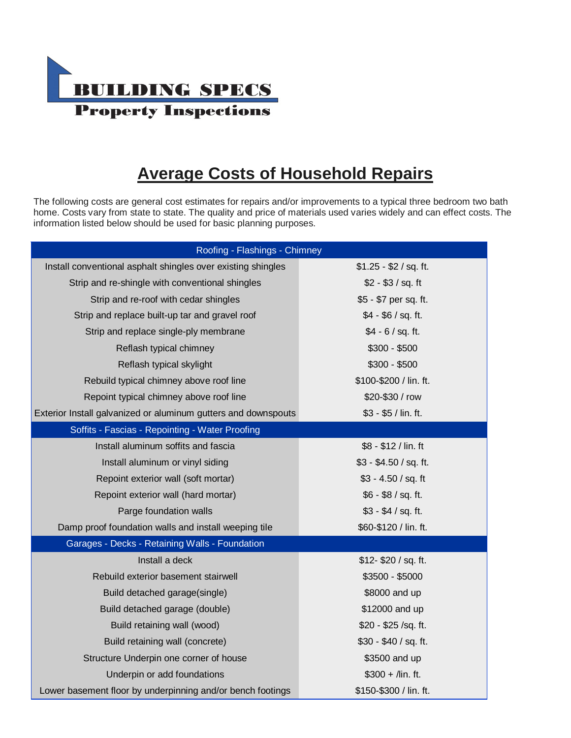**BUILDING SPECS**
**Property Inspections**

# Average Costs of Household Repairs

The following costs are general cost estimates for repairs and/or improvements to a typical three bedroom two bath home. Costs vary from state to state. The quality and price of materials used varies widely and can effect costs. The information listed below should be used for basic planning purposes.

| Roofing - Flashings - Chimney | |
|---|---|
| Install conventional asphalt shingles over existing shingles | $1.25 - $2 / sq. ft. |
| Strip and re-shingle with conventional shingles | $2 - $3 / sq. ft |
| Strip and re-roof with cedar shingles | $5 - $7 per sq. ft. |
| Strip and replace built-up tar and gravel roof | $4 - $6 / sq. ft. |
| Strip and replace single-ply membrane | $4 - 6 / sq. ft. |
| Reflash typical chimney | $300 - $500 |
| Reflash typical skylight | $300 - $500 |
| Rebuild typical chimney above roof line | $100-$200 / lin. ft. |
| Repoint typical chimney above roof line | $20-$30 / row |
| Exterior Install galvanized or aluminum gutters and downspouts | $3 - $5 / lin. ft. |
| **Soffits - Fascias - Repointing - Water Proofing** | |
| Install aluminum soffits and fascia | $8 - $12 / lin. ft |
| Install aluminum or vinyl siding | $3 - $4.50 / sq. ft. |
| Repoint exterior wall (soft mortar) | $3 - 4.50 / sq. ft |
| Repoint exterior wall (hard mortar) | $6 - $8 / sq. ft. |
| Parge foundation walls | $3 - $4 / sq. ft. |
| Damp proof foundation walls and install weeping tile | $60-$120 / lin. ft. |
| **Garages - Decks - Retaining Walls - Foundation** | |
| Install a deck | $12- $20 / sq. ft. |
| Rebuild exterior basement stairwell | $3500 - $5000 |
| Build detached garage(single) | $8000 and up |
| Build detached garage (double) | $12000 and up |
| Build retaining wall (wood) | $20 - $25 /sq. ft. |
| Build retaining wall (concrete) | $30 - $40 / sq. ft. |
| Structure Underpin one corner of house | $3500 and up |
| Underpin or add foundations | $300 + /lin. ft. |
| Lower basement floor by underpinning and/or bench footings | $150-$300 / lin. ft. |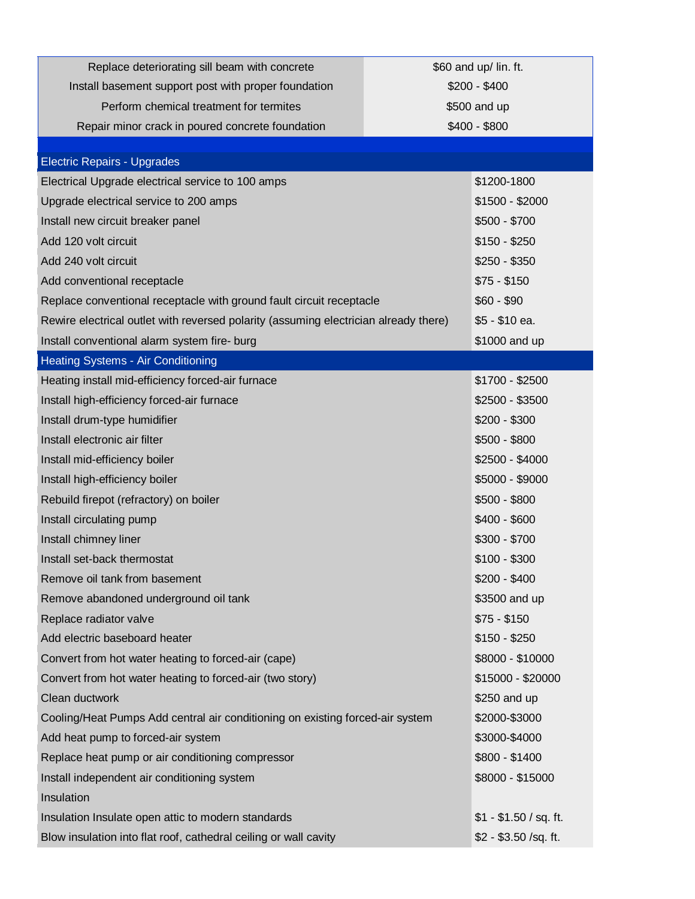| | |
|---|---|
| Replace deteriorating sill beam with concrete | $60 and up/ lin. ft. |
| Install basement support post with proper foundation | $200 - $400 |
| Perform chemical treatment for termites | $500 and up |
| Repair minor crack in poured concrete foundation | $400 - $800 |

| Electric Repairs - Upgrades | |
|---|---|
| Electrical Upgrade electrical service to 100 amps | $1200-1800 |
| Upgrade electrical service to 200 amps | $1500 - $2000 |
| Install new circuit breaker panel | $500 - $700 |
| Add 120 volt circuit | $150 - $250 |
| Add 240 volt circuit | $250 - $350 |
| Add conventional receptacle | $75 - $150 |
| Replace conventional receptacle with ground fault circuit receptacle | $60 - $90 |
| Rewire electrical outlet with reversed polarity (assuming electrician already there) | $5 - $10 ea. |
| Install conventional alarm system fire- burg | $1000 and up |
| **Heating Systems - Air Conditioning** | |
| Heating install mid-efficiency forced-air furnace | $1700 - $2500 |
| Install high-efficiency forced-air furnace | $2500 - $3500 |
| Install drum-type humidifier | $200 - $300 |
| Install electronic air filter | $500 - $800 |
| Install mid-efficiency boiler | $2500 - $4000 |
| Install high-efficiency boiler | $5000 - $9000 |
| Rebuild firepot (refractory) on boiler | $500 - $800 |
| Install circulating pump | $400 - $600 |
| Install chimney liner | $300 - $700 |
| Install set-back thermostat | $100 - $300 |
| Remove oil tank from basement | $200 - $400 |
| Remove abandoned underground oil tank | $3500 and up |
| Replace radiator valve | $75 - $150 |
| Add electric baseboard heater | $150 - $250 |
| Convert from hot water heating to forced-air (cape) | $8000 - $10000 |
| Convert from hot water heating to forced-air (two story) | $15000 - $20000 |
| Clean ductwork | $250 and up |
| Cooling/Heat Pumps Add central air conditioning on existing forced-air system | $2000-$3000 |
| Add heat pump to forced-air system | $3000-$4000 |
| Replace heat pump or air conditioning compressor | $800 - $1400 |
| Install independent air conditioning system | $8000 - $15000 |
| Insulation | |
| Insulation Insulate open attic to modern standards | $1 - $1.50 / sq. ft. |
| Blow insulation into flat roof, cathedral ceiling or wall cavity | $2 - $3.50 /sq. ft. |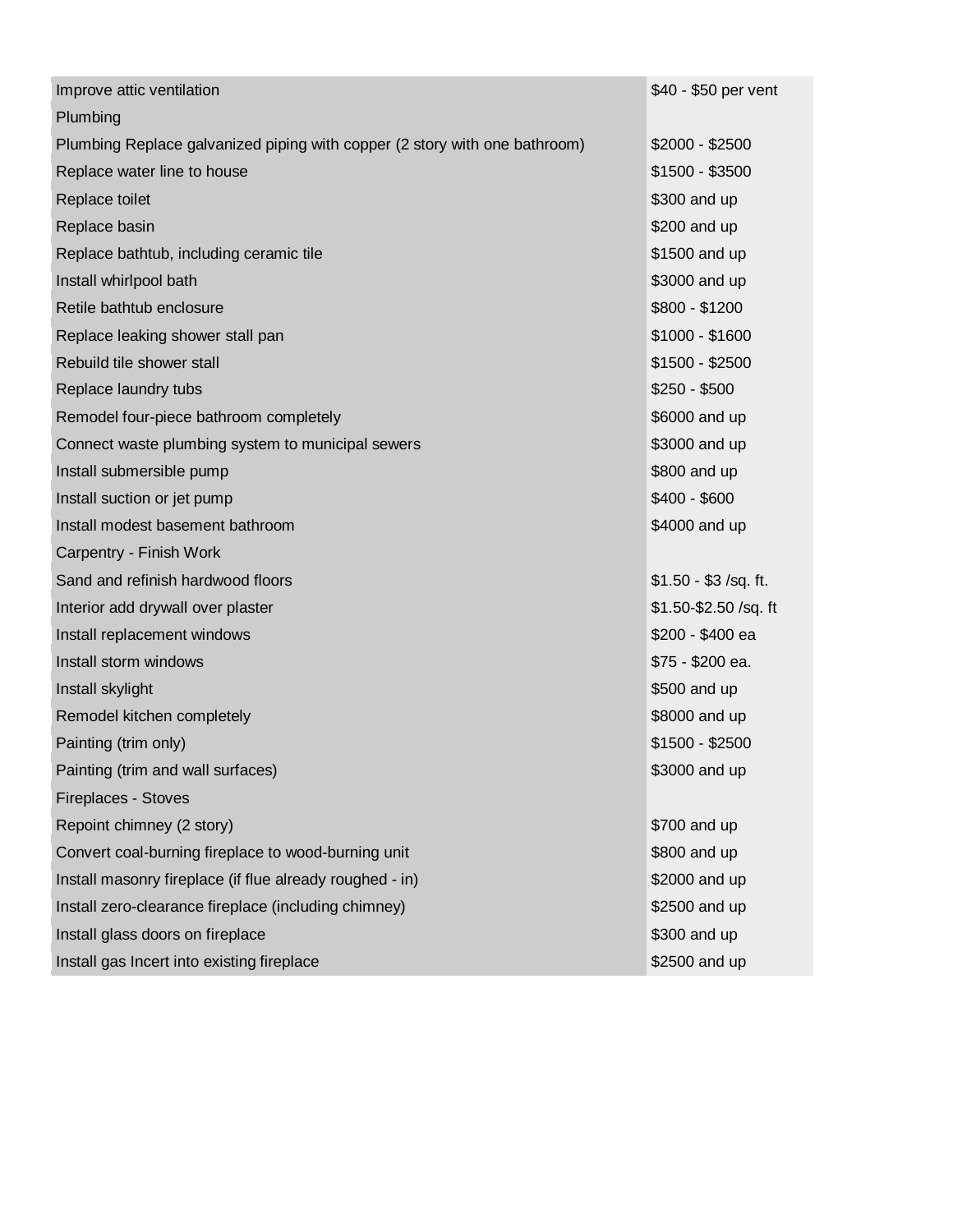| | |
|---|---|
| Improve attic ventilation | $40 - $50 per vent |
| Plumbing | |
| Plumbing Replace galvanized piping with copper (2 story with one bathroom) | $2000 - $2500 |
| Replace water line to house | $1500 - $3500 |
| Replace toilet | $300 and up |
| Replace basin | $200 and up |
| Replace bathtub, including ceramic tile | $1500 and up |
| Install whirlpool bath | $3000 and up |
| Retile bathtub enclosure | $800 - $1200 |
| Replace leaking shower stall pan | $1000 - $1600 |
| Rebuild tile shower stall | $1500 - $2500 |
| Replace laundry tubs | $250 - $500 |
| Remodel four-piece bathroom completely | $6000 and up |
| Connect waste plumbing system to municipal sewers | $3000 and up |
| Install submersible pump | $800 and up |
| Install suction or jet pump | $400 - $600 |
| Install modest basement bathroom | $4000 and up |
| Carpentry - Finish Work | |
| Sand and refinish hardwood floors | $1.50 - $3 /sq. ft. |
| Interior add drywall over plaster | $1.50-$2.50 /sq. ft |
| Install replacement windows | $200 - $400 ea |
| Install storm windows | $75 - $200 ea. |
| Install skylight | $500 and up |
| Remodel kitchen completely | $8000 and up |
| Painting (trim only) | $1500 - $2500 |
| Painting (trim and wall surfaces) | $3000 and up |
| Fireplaces - Stoves | |
| Repoint chimney (2 story) | $700 and up |
| Convert coal-burning fireplace to wood-burning unit | $800 and up |
| Install masonry fireplace (if flue already roughed - in) | $2000 and up |
| Install zero-clearance fireplace (including chimney) | $2500 and up |
| Install glass doors on fireplace | $300 and up |
| Install gas Incert into existing fireplace | $2500 and up |